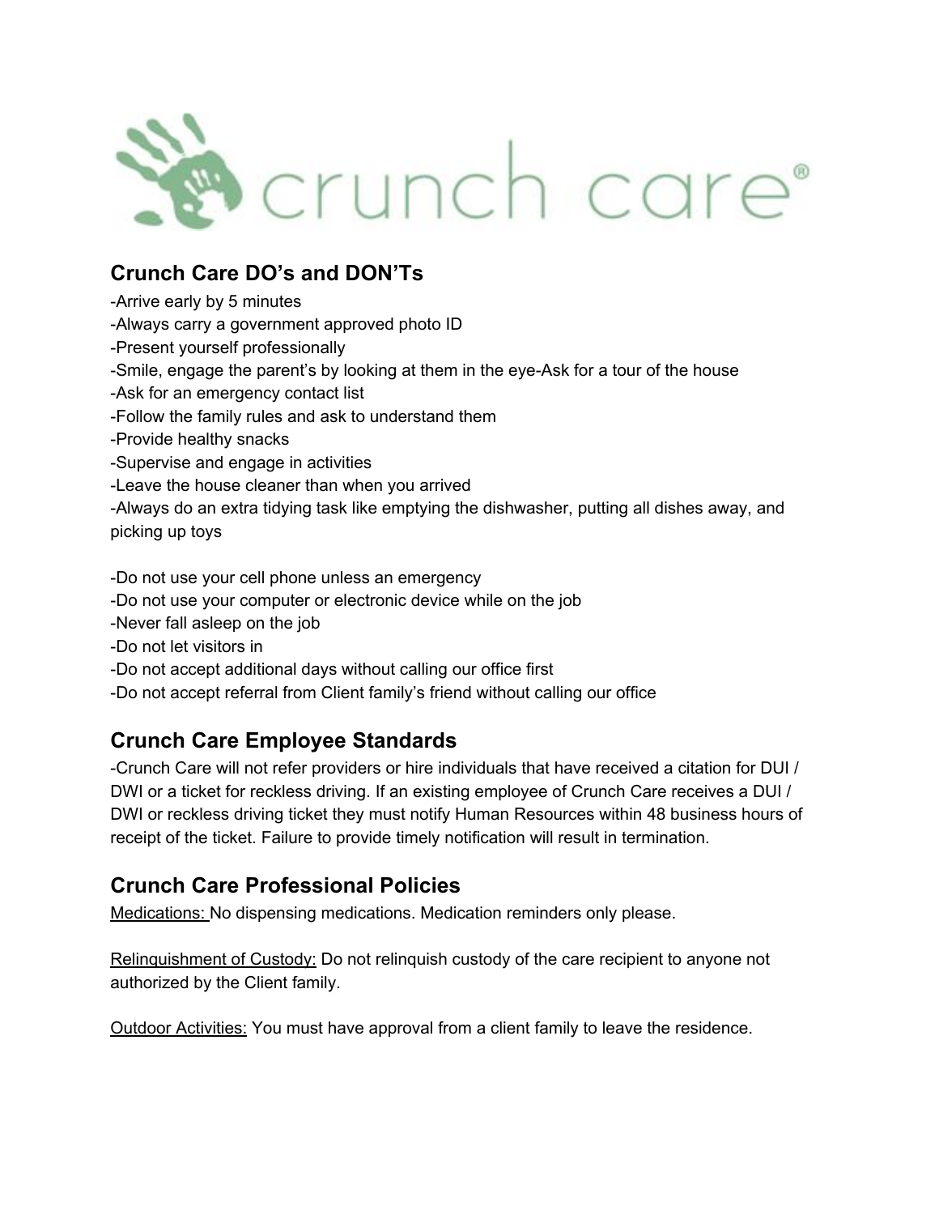## Crunch Care DO's and DON'Ts

-Arrive early by 5 minutes
-Always carry a government approved photo ID
-Present yourself professionally
-Smile, engage the parent's by looking at them in the eye-Ask for a tour of the house
-Ask for an emergency contact list
-Follow the family rules and ask to understand them
-Provide healthy snacks
-Supervise and engage in activities
-Leave the house cleaner than when you arrived
-Always do an extra tidying task like emptying the dishwasher, putting all dishes away, and picking up toys

-Do not use your cell phone unless an emergency
-Do not use your computer or electronic device while on the job
-Never fall asleep on the job
-Do not let visitors in
-Do not accept additional days without calling our office first
-Do not accept referral from Client family's friend without calling our office

## Crunch Care Employee Standards

-Crunch Care will not refer providers or hire individuals that have received a citation for DUI / DWI or a ticket for reckless driving. If an existing employee of Crunch Care receives a DUI / DWI or reckless driving ticket they must notify Human Resources within 48 business hours of receipt of the ticket. Failure to provide timely notification will result in termination.

## Crunch Care Professional Policies

Medications: No dispensing medications. Medication reminders only please.

Relinquishment of Custody: Do not relinquish custody of the care recipient to anyone not authorized by the Client family.

Outdoor Activities: You must have approval from a client family to leave the residence.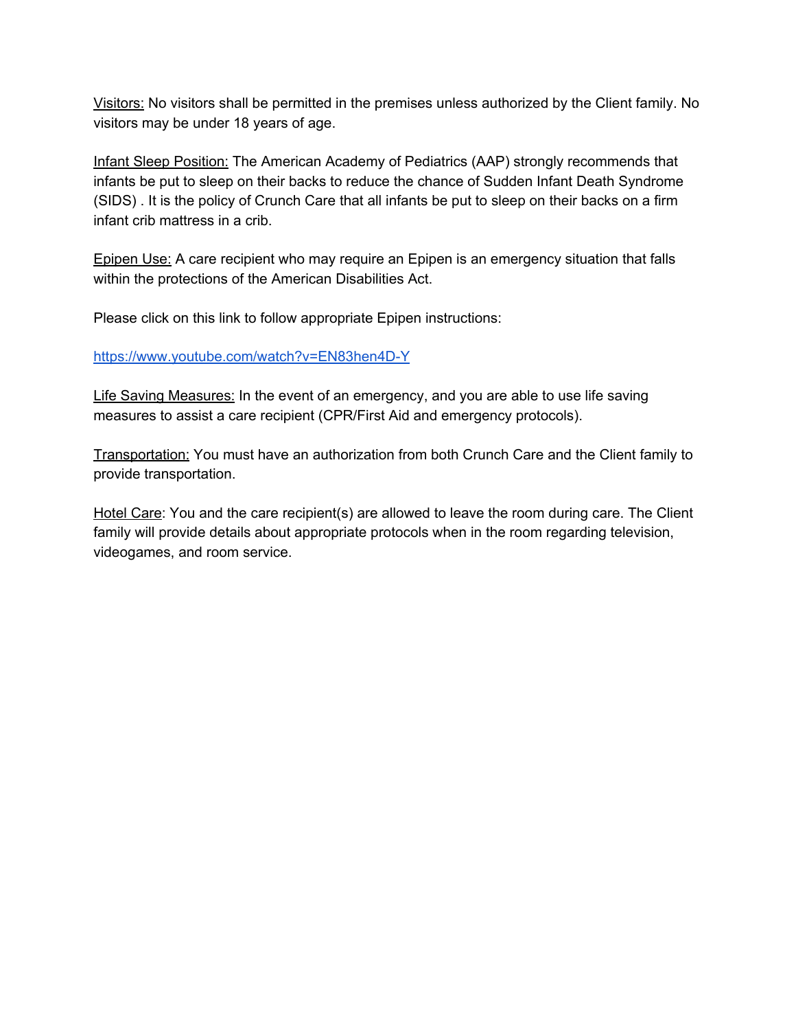<u>Visitors:</u> No visitors shall be permitted in the premises unless authorized by the Client family. No visitors may be under 18 years of age.

<u>Infant Sleep Position:</u> The American Academy of Pediatrics (AAP) strongly recommends that infants be put to sleep on their backs to reduce the chance of Sudden Infant Death Syndrome (SIDS) . It is the policy of Crunch Care that all infants be put to sleep on their backs on a firm infant crib mattress in a crib.

<u>Epipen Use:</u> A care recipient who may require an Epipen is an emergency situation that falls within the protections of the American Disabilities Act.

Please click on this link to follow appropriate Epipen instructions:

https://www.youtube.com/watch?v=EN83hen4D-Y

<u>Life Saving Measures:</u> In the event of an emergency, and you are able to use life saving measures to assist a care recipient (CPR/First Aid and emergency protocols).

<u>Transportation:</u> You must have an authorization from both Crunch Care and the Client family to provide transportation.

<u>Hotel Care</u>: You and the care recipient(s) are allowed to leave the room during care. The Client family will provide details about appropriate protocols when in the room regarding television, videogames, and room service.